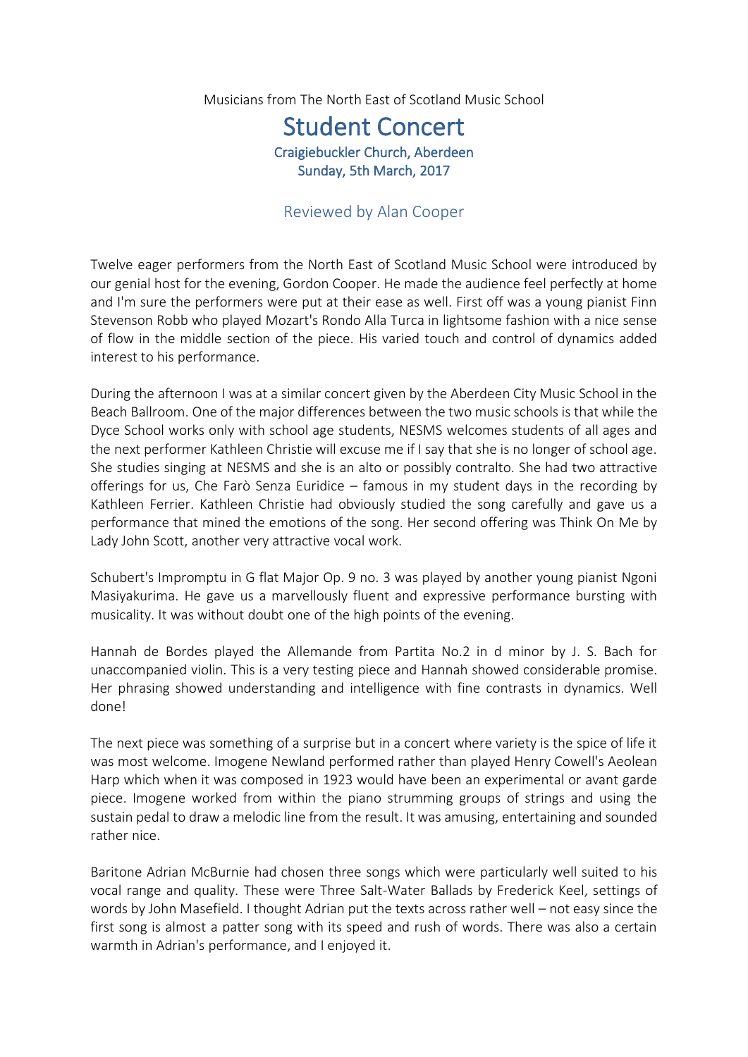Musicians from The North East of Scotland Music School

# Student Concert

### Craigiebuckler Church, Aberdeen
### Sunday, 5th March, 2017

Reviewed by Alan Cooper

Twelve eager performers from the North East of Scotland Music School were introduced by our genial host for the evening, Gordon Cooper. He made the audience feel perfectly at home and I'm sure the performers were put at their ease as well. First off was a young pianist Finn Stevenson Robb who played Mozart's Rondo Alla Turca in lightsome fashion with a nice sense of flow in the middle section of the piece. His varied touch and control of dynamics added interest to his performance.

During the afternoon I was at a similar concert given by the Aberdeen City Music School in the Beach Ballroom. One of the major differences between the two music schools is that while the Dyce School works only with school age students, NESMS welcomes students of all ages and the next performer Kathleen Christie will excuse me if I say that she is no longer of school age. She studies singing at NESMS and she is an alto or possibly contralto. She had two attractive offerings for us, Che Farò Senza Euridice – famous in my student days in the recording by Kathleen Ferrier. Kathleen Christie had obviously studied the song carefully and gave us a performance that mined the emotions of the song. Her second offering was Think On Me by Lady John Scott, another very attractive vocal work.

Schubert's Impromptu in G flat Major Op. 9 no. 3 was played by another young pianist Ngoni Masiyakurima. He gave us a marvellously fluent and expressive performance bursting with musicality. It was without doubt one of the high points of the evening.

Hannah de Bordes played the Allemande from Partita No.2 in d minor by J. S. Bach for unaccompanied violin. This is a very testing piece and Hannah showed considerable promise. Her phrasing showed understanding and intelligence with fine contrasts in dynamics. Well done!

The next piece was something of a surprise but in a concert where variety is the spice of life it was most welcome. Imogene Newland performed rather than played Henry Cowell's Aeolean Harp which when it was composed in 1923 would have been an experimental or avant garde piece. Imogene worked from within the piano strumming groups of strings and using the sustain pedal to draw a melodic line from the result. It was amusing, entertaining and sounded rather nice.

Baritone Adrian McBurnie had chosen three songs which were particularly well suited to his vocal range and quality. These were Three Salt-Water Ballads by Frederick Keel, settings of words by John Masefield. I thought Adrian put the texts across rather well – not easy since the first song is almost a patter song with its speed and rush of words. There was also a certain warmth in Adrian's performance, and I enjoyed it.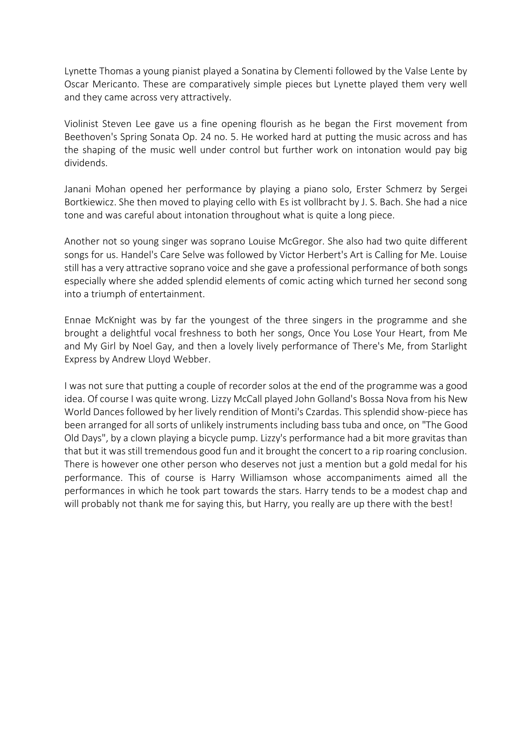Lynette Thomas a young pianist played a Sonatina by Clementi followed by the Valse Lente by Oscar Mericanto. These are comparatively simple pieces but Lynette played them very well and they came across very attractively.

Violinist Steven Lee gave us a fine opening flourish as he began the First movement from Beethoven's Spring Sonata Op. 24 no. 5. He worked hard at putting the music across and has the shaping of the music well under control but further work on intonation would pay big dividends.

Janani Mohan opened her performance by playing a piano solo, Erster Schmerz by Sergei Bortkiewicz. She then moved to playing cello with Es ist vollbracht by J. S. Bach. She had a nice tone and was careful about intonation throughout what is quite a long piece.

Another not so young singer was soprano Louise McGregor. She also had two quite different songs for us. Handel's Care Selve was followed by Victor Herbert's Art is Calling for Me. Louise still has a very attractive soprano voice and she gave a professional performance of both songs especially where she added splendid elements of comic acting which turned her second song into a triumph of entertainment.

Ennae McKnight was by far the youngest of the three singers in the programme and she brought a delightful vocal freshness to both her songs, Once You Lose Your Heart, from Me and My Girl by Noel Gay, and then a lovely lively performance of There's Me, from Starlight Express by Andrew Lloyd Webber.

I was not sure that putting a couple of recorder solos at the end of the programme was a good idea. Of course I was quite wrong. Lizzy McCall played John Golland's Bossa Nova from his New World Dances followed by her lively rendition of Monti's Czardas. This splendid show-piece has been arranged for all sorts of unlikely instruments including bass tuba and once, on "The Good Old Days", by a clown playing a bicycle pump. Lizzy's performance had a bit more gravitas than that but it was still tremendous good fun and it brought the concert to a rip roaring conclusion. There is however one other person who deserves not just a mention but a gold medal for his performance. This of course is Harry Williamson whose accompaniments aimed all the performances in which he took part towards the stars. Harry tends to be a modest chap and will probably not thank me for saying this, but Harry, you really are up there with the best!